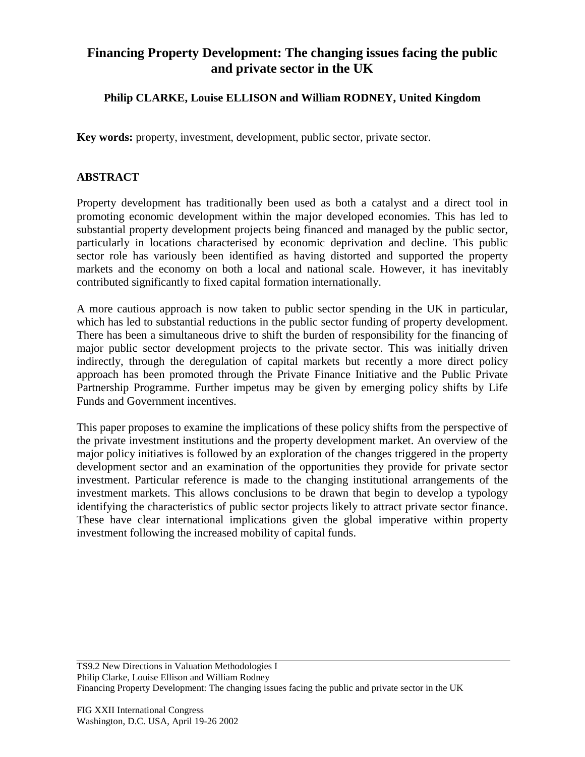# Financing Property Development: The changing issues facing the public and private sector in the UK

**Philip CLARKE, Louise ELLISON and William RODNEY, United Kingdom**

**Key words:** property, investment, development, public sector, private sector.

## ABSTRACT

Property development has traditionally been used as both a catalyst and a direct tool in promoting economic development within the major developed economies. This has led to substantial property development projects being financed and managed by the public sector, particularly in locations characterised by economic deprivation and decline. This public sector role has variously been identified as having distorted and supported the property markets and the economy on both a local and national scale. However, it has inevitably contributed significantly to fixed capital formation internationally.

A more cautious approach is now taken to public sector spending in the UK in particular, which has led to substantial reductions in the public sector funding of property development. There has been a simultaneous drive to shift the burden of responsibility for the financing of major public sector development projects to the private sector. This was initially driven indirectly, through the deregulation of capital markets but recently a more direct policy approach has been promoted through the Private Finance Initiative and the Public Private Partnership Programme. Further impetus may be given by emerging policy shifts by Life Funds and Government incentives.

This paper proposes to examine the implications of these policy shifts from the perspective of the private investment institutions and the property development market. An overview of the major policy initiatives is followed by an exploration of the changes triggered in the property development sector and an examination of the opportunities they provide for private sector investment. Particular reference is made to the changing institutional arrangements of the investment markets. This allows conclusions to be drawn that begin to develop a typology identifying the characteristics of public sector projects likely to attract private sector finance. These have clear international implications given the global imperative within property investment following the increased mobility of capital funds.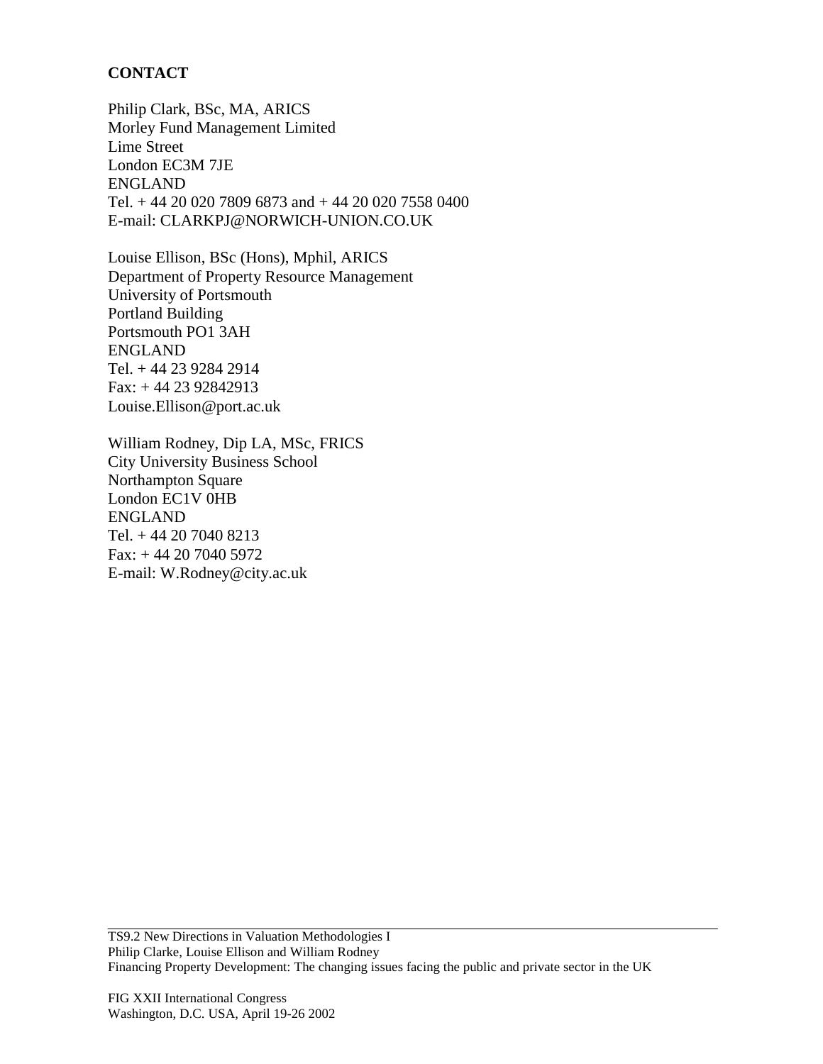## CONTACT

Philip Clark, BSc, MA, ARICS
Morley Fund Management Limited
Lime Street
London EC3M 7JE
ENGLAND
Tel. + 44 20 020 7809 6873 and + 44 20 020 7558 0400
E-mail: CLARKPJ@NORWICH-UNION.CO.UK

Louise Ellison, BSc (Hons), Mphil, ARICS
Department of Property Resource Management
University of Portsmouth
Portland Building
Portsmouth PO1 3AH
ENGLAND
Tel. + 44 23 9284 2914
Fax: + 44 23 92842913
Louise.Ellison@port.ac.uk

William Rodney, Dip LA, MSc, FRICS
City University Business School
Northampton Square
London EC1V 0HB
ENGLAND
Tel. + 44 20 7040 8213
Fax: + 44 20 7040 5972
E-mail: W.Rodney@city.ac.uk